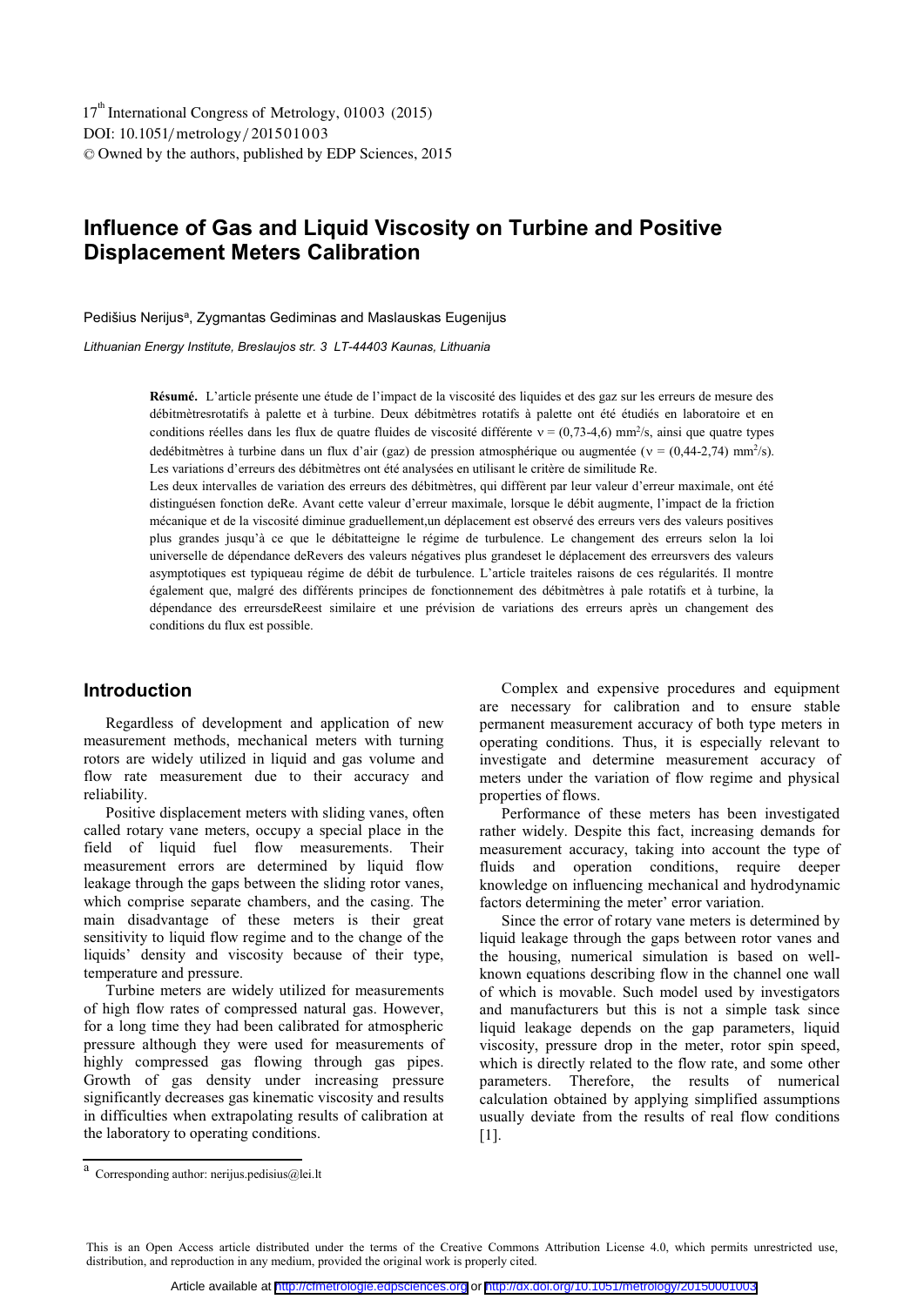17th International Congress of Metrology, 01003 (2015)
DOI: 10.1051/metrology/201501003
© Owned by the authors, published by EDP Sciences, 2015

# Influence of Gas and Liquid Viscosity on Turbine and Positive Displacement Meters Calibration

Pedišius Nerijus[a], Zygmantas Gediminas and Maslauskas Eugenijus

*Lithuanian Energy Institute, Breslaujos str. 3 LT-44403 Kaunas, Lithuania*

**Résumé.** L'article présente une étude de l'impact de la viscosité des liquides et des gaz sur les erreurs de mesure des débitmètresrotatifs à palette et à turbine. Deux débitmètres rotatifs à palette ont été étudiés en laboratoire et en conditions réelles dans les flux de quatre fluides de viscosité différente $\nu$ = (0,73-4,6) mm²/s, ainsi que quatre types dedébitmètres à turbine dans un flux d'air (gaz) de pression atmosphérique ou augmentée ($\nu$ = (0,44-2,74) mm²/s). Les variations d'erreurs des débitmètres ont été analysées en utilisant le critère de similitude Re.
Les deux intervalles de variation des erreurs des débitmètres, qui diffèrent par leur valeur d'erreur maximale, ont été distinguésen fonction deRe. Avant cette valeur d'erreur maximale, lorsque le débit augmente, l'impact de la friction mécanique et de la viscosité diminue graduellement,un déplacement est observé des erreurs vers des valeurs positives plus grandes jusqu'à ce que le débitatteigne le régime de turbulence. Le changement des erreurs selon la loi universelle de dépendance deRevers des valeurs négatives plus grandeset le déplacement des erreursvers des valeurs asymptotiques est typiqueau régime de débit de turbulence. L'article traiteles raisons de ces régularités. Il montre également que, malgré des différents principes de fonctionnement des débitmètres à pale rotatifs et à turbine, la dépendance des erreursdeReest similaire et une prévision de variations des erreurs après un changement des conditions du flux est possible.

## Introduction

Regardless of development and application of new measurement methods, mechanical meters with turning rotors are widely utilized in liquid and gas volume and flow rate measurement due to their accuracy and reliability.

Positive displacement meters with sliding vanes, often called rotary vane meters, occupy a special place in the field of liquid fuel flow measurements. Their measurement errors are determined by liquid flow leakage through the gaps between the sliding rotor vanes, which comprise separate chambers, and the casing. The main disadvantage of these meters is their great sensitivity to liquid flow regime and to the change of the liquids' density and viscosity because of their type, temperature and pressure.

Turbine meters are widely utilized for measurements of high flow rates of compressed natural gas. However, for a long time they had been calibrated for atmospheric pressure although they were used for measurements of highly compressed gas flowing through gas pipes. Growth of gas density under increasing pressure significantly decreases gas kinematic viscosity and results in difficulties when extrapolating results of calibration at the laboratory to operating conditions.

Complex and expensive procedures and equipment are necessary for calibration and to ensure stable permanent measurement accuracy of both type meters in operating conditions. Thus, it is especially relevant to investigate and determine measurement accuracy of meters under the variation of flow regime and physical properties of flows.

Performance of these meters has been investigated rather widely. Despite this fact, increasing demands for measurement accuracy, taking into account the type of fluids and operation conditions, require deeper knowledge on influencing mechanical and hydrodynamic factors determining the meter' error variation.

Since the error of rotary vane meters is determined by liquid leakage through the gaps between rotor vanes and the housing, numerical simulation is based on well-known equations describing flow in the channel one wall of which is movable. Such model used by investigators and manufacturers but this is not a simple task since liquid leakage depends on the gap parameters, liquid viscosity, pressure drop in the meter, rotor spin speed, which is directly related to the flow rate, and some other parameters. Therefore, the results of numerical calculation obtained by applying simplified assumptions usually deviate from the results of real flow conditions [1].

[a] Corresponding author: nerijus.pedisius@lei.lt

This is an Open Access article distributed under the terms of the Creative Commons Attribution License 4.0, which permits unrestricted use, distribution, and reproduction in any medium, provided the original work is properly cited.

Article available at http://cfmetrologie.edpsciences.org or http://dx.doi.org/10.1051/metrology/201501003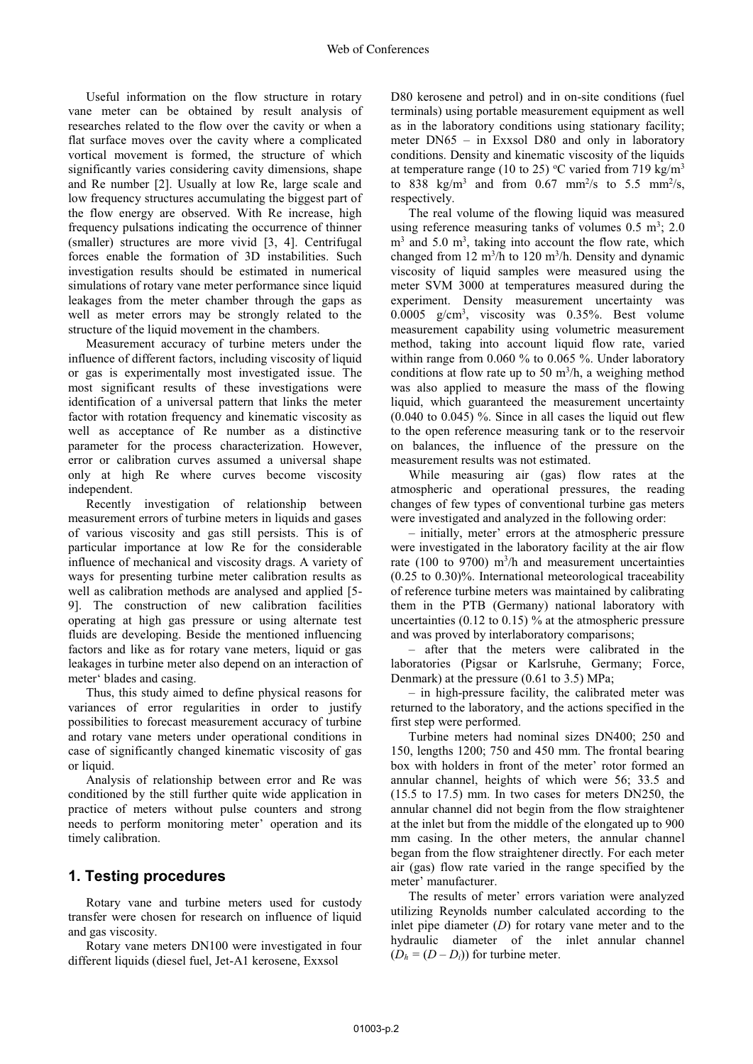Useful information on the flow structure in rotary vane meter can be obtained by result analysis of researches related to the flow over the cavity or when a flat surface moves over the cavity where a complicated vortical movement is formed, the structure of which significantly varies considering cavity dimensions, shape and Re number [2]. Usually at low Re, large scale and low frequency structures accumulating the biggest part of the flow energy are observed. With Re increase, high frequency pulsations indicating the occurrence of thinner (smaller) structures are more vivid [3, 4]. Centrifugal forces enable the formation of 3D instabilities. Such investigation results should be estimated in numerical simulations of rotary vane meter performance since liquid leakages from the meter chamber through the gaps as well as meter errors may be strongly related to the structure of the liquid movement in the chambers.

Measurement accuracy of turbine meters under the influence of different factors, including viscosity of liquid or gas is experimentally most investigated issue. The most significant results of these investigations were identification of a universal pattern that links the meter factor with rotation frequency and kinematic viscosity as well as acceptance of Re number as a distinctive parameter for the process characterization. However, error or calibration curves assumed a universal shape only at high Re where curves become viscosity independent.

Recently investigation of relationship between measurement errors of turbine meters in liquids and gases of various viscosity and gas still persists. This is of particular importance at low Re for the considerable influence of mechanical and viscosity drags. A variety of ways for presenting turbine meter calibration results as well as calibration methods are analysed and applied [5-9]. The construction of new calibration facilities operating at high gas pressure or using alternate test fluids are developing. Beside the mentioned influencing factors and like as for rotary vane meters, liquid or gas leakages in turbine meter also depend on an interaction of meter' blades and casing.

Thus, this study aimed to define physical reasons for variances of error regularities in order to justify possibilities to forecast measurement accuracy of turbine and rotary vane meters under operational conditions in case of significantly changed kinematic viscosity of gas or liquid.

Analysis of relationship between error and Re was conditioned by the still further quite wide application in practice of meters without pulse counters and strong needs to perform monitoring meter' operation and its timely calibration.

## 1. Testing procedures

Rotary vane and turbine meters used for custody transfer were chosen for research on influence of liquid and gas viscosity.

Rotary vane meters DN100 were investigated in four different liquids (diesel fuel, Jet-A1 kerosene, Exxsol D80 kerosene and petrol) and in on-site conditions (fuel terminals) using portable measurement equipment as well as in the laboratory conditions using stationary facility; meter DN65 – in Exxsol D80 and only in laboratory conditions. Density and kinematic viscosity of the liquids at temperature range (10 to 25) °C varied from 719 kg/m$^3$ to 838 kg/m$^3$ and from 0.67 mm$^2$/s to 5.5 mm$^2$/s, respectively.

The real volume of the flowing liquid was measured using reference measuring tanks of volumes 0.5 m$^3$; 2.0 m$^3$ and 5.0 m$^3$, taking into account the flow rate, which changed from 12 m$^3$/h to 120 m$^3$/h. Density and dynamic viscosity of liquid samples were measured using the meter SVM 3000 at temperatures measured during the experiment. Density measurement uncertainty was 0.0005 g/cm$^3$, viscosity was 0.35%. Best volume measurement capability using volumetric measurement method, taking into account liquid flow rate, varied within range from 0.060 % to 0.065 %. Under laboratory conditions at flow rate up to 50 m$^3$/h, a weighing method was also applied to measure the mass of the flowing liquid, which guaranteed the measurement uncertainty (0.040 to 0.045) %. Since in all cases the liquid out flew to the open reference measuring tank or to the reservoir on balances, the influence of the pressure on the measurement results was not estimated.

While measuring air (gas) flow rates at the atmospheric and operational pressures, the reading changes of few types of conventional turbine gas meters were investigated and analyzed in the following order:

– initially, meter' errors at the atmospheric pressure were investigated in the laboratory facility at the air flow rate (100 to 9700) m$^3$/h and measurement uncertainties (0.25 to 0.30)%. International meteorological traceability of reference turbine meters was maintained by calibrating them in the PTB (Germany) national laboratory with uncertainties (0.12 to 0.15) % at the atmospheric pressure and was proved by interlaboratory comparisons;

– after that the meters were calibrated in the laboratories (Pigsar or Karlsruhe, Germany; Force, Denmark) at the pressure (0.61 to 3.5) MPa;

– in high-pressure facility, the calibrated meter was returned to the laboratory, and the actions specified in the first step were performed.

Turbine meters had nominal sizes DN400; 250 and 150, lengths 1200; 750 and 450 mm. The frontal bearing box with holders in front of the meter' rotor formed an annular channel, heights of which were 56; 33.5 and (15.5 to 17.5) mm. In two cases for meters DN250, the annular channel did not begin from the flow straightener at the inlet but from the middle of the elongated up to 900 mm casing. In the other meters, the annular channel began from the flow straightener directly. For each meter air (gas) flow rate varied in the range specified by the meter' manufacturer.

The results of meter' errors variation were analyzed utilizing Reynolds number calculated according to the inlet pipe diameter ($D$) for rotary vane meter and to the hydraulic diameter of the inlet annular channel ($D_h = (D - D_i)$) for turbine meter.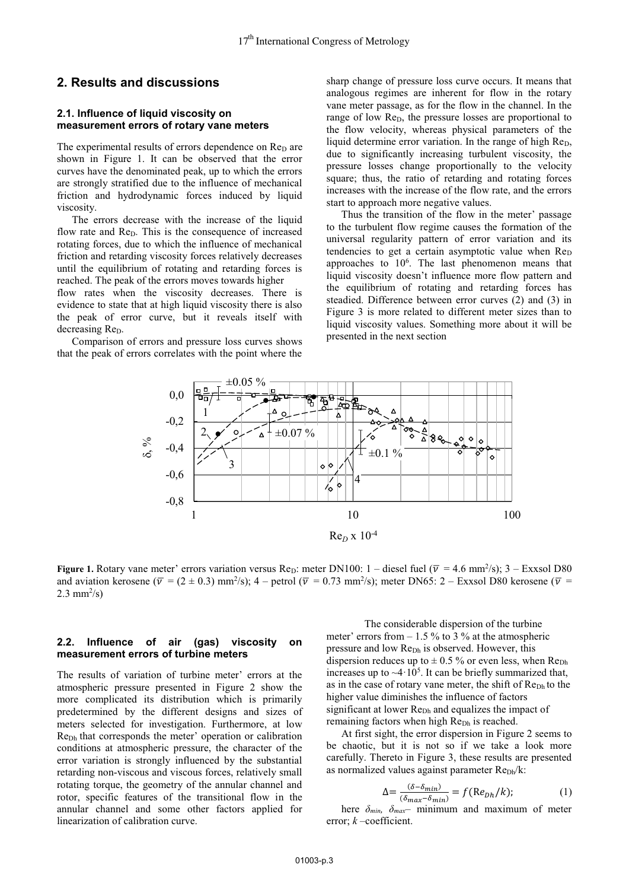## 2. Results and discussions

### 2.1. Influence of liquid viscosity on measurement errors of rotary vane meters

The experimental results of errors dependence on $Re_D$ are shown in Figure 1. It can be observed that the error curves have the denominated peak, up to which the errors are strongly stratified due to the influence of mechanical friction and hydrodynamic forces induced by liquid viscosity.

The errors decrease with the increase of the liquid flow rate and $Re_D$. This is the consequence of increased rotating forces, due to which the influence of mechanical friction and retarding viscosity forces relatively decreases until the equilibrium of rotating and retarding forces is reached. The peak of the errors moves towards higher flow rates when the viscosity decreases. There is evidence to state that at high liquid viscosity there is also the peak of error curve, but it reveals itself with decreasing $Re_D$.

Comparison of errors and pressure loss curves shows that the peak of errors correlates with the point where the sharp change of pressure loss curve occurs. It means that analogous regimes are inherent for flow in the rotary vane meter passage, as for the flow in the channel. In the range of low $Re_D$, the pressure losses are proportional to the flow velocity, whereas physical parameters of the liquid determine error variation. In the range of high $Re_D$, due to significantly increasing turbulent viscosity, the pressure losses change proportionally to the velocity square; thus, the ratio of retarding and rotating forces increases with the increase of the flow rate, and the errors start to approach more negative values.

Thus the transition of the flow in the meter' passage to the turbulent flow regime causes the formation of the universal regularity pattern of error variation and its tendencies to get a certain asymptotic value when $Re_D$ approaches to $10^6$. The last phenomenon means that liquid viscosity doesn't influence more flow pattern and the equilibrium of rotating and retarding forces has steadied. Difference between error curves (2) and (3) in Figure 3 is more related to different meter sizes than to liquid viscosity values. Something more about it will be presented in the next section

**Figure 1.** Rotary vane meter' errors variation versus $Re_D$: meter DN100: 1 – diesel fuel ($\overline{\nu}$ = 4.6 mm²/s); 3 – Exxsol D80 and aviation kerosene ($\overline{\nu}$ = (2 ± 0.3) mm²/s); 4 – petrol ($\overline{\nu}$ = 0.73 mm²/s); meter DN65: 2 – Exxsol D80 kerosene ($\overline{\nu}$ = 2.3 mm²/s)

### 2.2. Influence of air (gas) viscosity on measurement errors of turbine meters

The results of variation of turbine meter' errors at the atmospheric pressure presented in Figure 2 show the more complicated its distribution which is primarily predetermined by the different designs and sizes of meters selected for investigation. Furthermore, at low $Re_{Dh}$ that corresponds the meter' operation or calibration conditions at atmospheric pressure, the character of the error variation is strongly influenced by the substantial retarding non-viscous and viscous forces, relatively small rotating torque, the geometry of the annular channel and rotor, specific features of the transitional flow in the annular channel and some other factors applied for linearization of calibration curve.

The considerable dispersion of the turbine meter' errors from – 1.5 % to 3 % at the atmospheric pressure and low $Re_{Dh}$ is observed. However, this dispersion reduces up to ± 0.5 % or even less, when $Re_{Dh}$ increases up to ~$4 \cdot 10^5$. It can be briefly summarized that, as in the case of rotary vane meter, the shift of $Re_{Dh}$ to the higher value diminishes the influence of factors significant at lower $Re_{Dh}$ and equalizes the impact of remaining factors when high $Re_{Dh}$ is reached.

At first sight, the error dispersion in Figure 2 seems to be chaotic, but it is not so if we take a look more carefully. Thereto in Figure 3, these results are presented as normalized values against parameter $Re_{Dh}$/k:

$$\Delta = \frac{(\delta - \delta_{min})}{(\delta_{max} - \delta_{min})} = f(Re_{Dh}/k); \tag{1}$$

here $\delta_{min}$, $\delta_{max}$– minimum and maximum of meter error; $k$ –coefficient.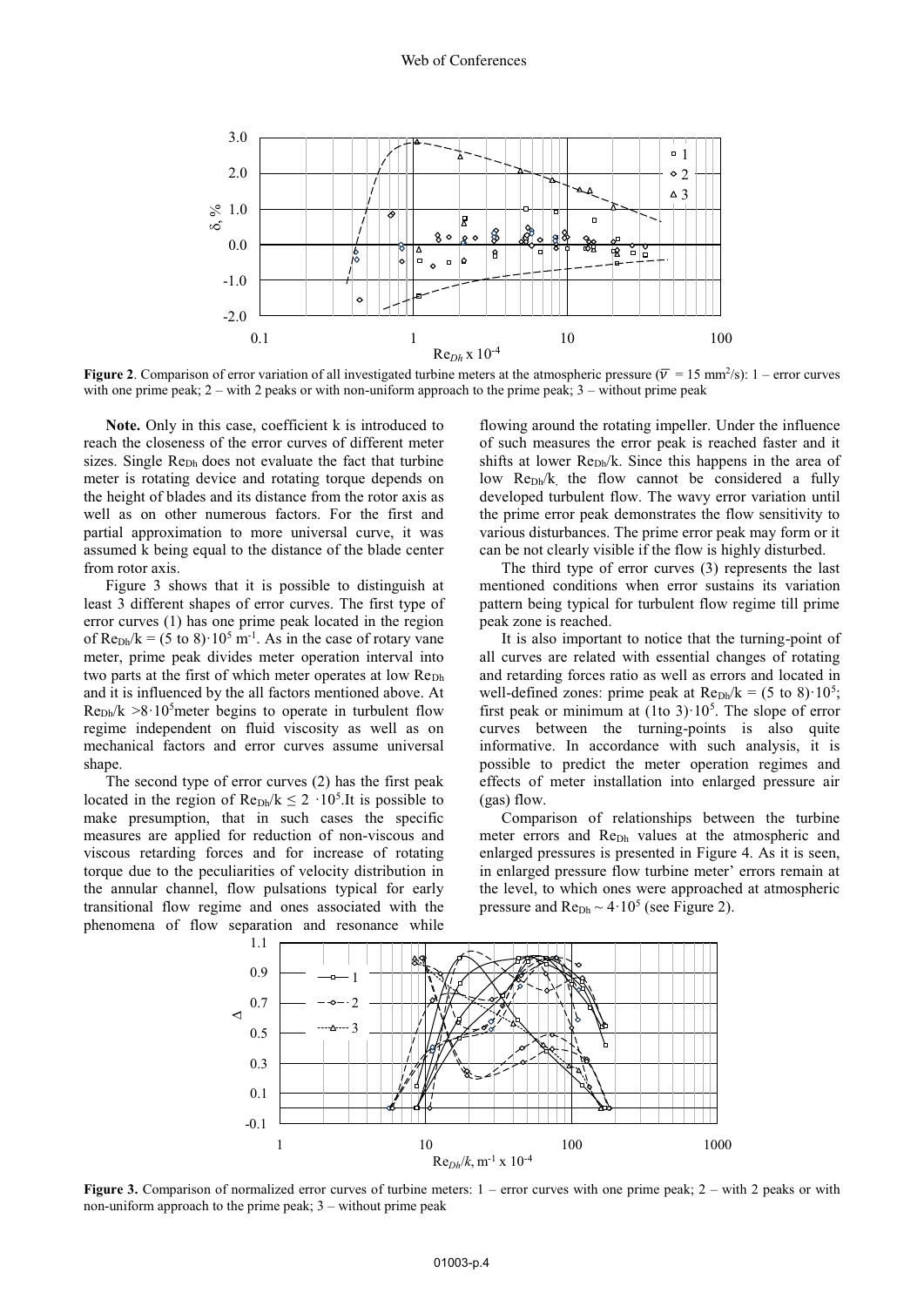**Figure 2**. Comparison of error variation of all investigated turbine meters at the atmospheric pressure ($\bar{\nu}$ = 15 mm$^2$/s): 1 – error curves with one prime peak; 2 – with 2 peaks or with non-uniform approach to the prime peak; 3 – without prime peak

**Note.** Only in this case, coefficient k is introduced to reach the closeness of the error curves of different meter sizes. Single $Re_{Dh}$ does not evaluate the fact that turbine meter is rotating device and rotating torque depends on the height of blades and its distance from the rotor axis as well as on other numerous factors. For the first and partial approximation to more universal curve, it was assumed k being equal to the distance of the blade center from rotor axis.

Figure 3 shows that it is possible to distinguish at least 3 different shapes of error curves. The first type of error curves (1) has one prime peak located in the region of $Re_{Dh}/k = (5 \text{ to } 8) \cdot 10^5$ m$^{-1}$. As in the case of rotary vane meter, prime peak divides meter operation interval into two parts at the first of which meter operates at low $Re_{Dh}$ and it is influenced by the all factors mentioned above. At $Re_{Dh}/k > 8 \cdot 10^5$meter begins to operate in turbulent flow regime independent on fluid viscosity as well as on mechanical factors and error curves assume universal shape.

The second type of error curves (2) has the first peak located in the region of $Re_{Dh}/k \leq 2 \cdot 10^5$.It is possible to make presumption, that in such cases the specific measures are applied for reduction of non-viscous and viscous retarding forces and for increase of rotating torque due to the peculiarities of velocity distribution in the annular channel, flow pulsations typical for early transitional flow regime and ones associated with the phenomena of flow separation and resonance while flowing around the rotating impeller. Under the influence of such measures the error peak is reached faster and it shifts at lower $Re_{Dh}/k$. Since this happens in the area of low $Re_{Dh}/k$, the flow cannot be considered a fully developed turbulent flow. The wavy error variation until the prime error peak demonstrates the flow sensitivity to various disturbances. The prime error peak may form or it can be not clearly visible if the flow is highly disturbed.

The third type of error curves (3) represents the last mentioned conditions when error sustains its variation pattern being typical for turbulent flow regime till prime peak zone is reached.

It is also important to notice that the turning-point of all curves are related with essential changes of rotating and retarding forces ratio as well as errors and located in well-defined zones: prime peak at $Re_{Dh}/k = (5 \text{ to } 8) \cdot 10^5$; first peak or minimum at (1to 3)$\cdot 10^5$. The slope of error curves between the turning-points is also quite informative. In accordance with such analysis, it is possible to predict the meter operation regimes and effects of meter installation into enlarged pressure air (gas) flow.

Comparison of relationships between the turbine meter errors and $Re_{Dh}$ values at the atmospheric and enlarged pressures is presented in Figure 4. As it is seen, in enlarged pressure flow turbine meter' errors remain at the level, to which ones were approached at atmospheric pressure and $Re_{Dh} \sim 4 \cdot 10^5$ (see Figure 2).

**Figure 3.** Comparison of normalized error curves of turbine meters: 1 – error curves with one prime peak; 2 – with 2 peaks or with non-uniform approach to the prime peak; 3 – without prime peak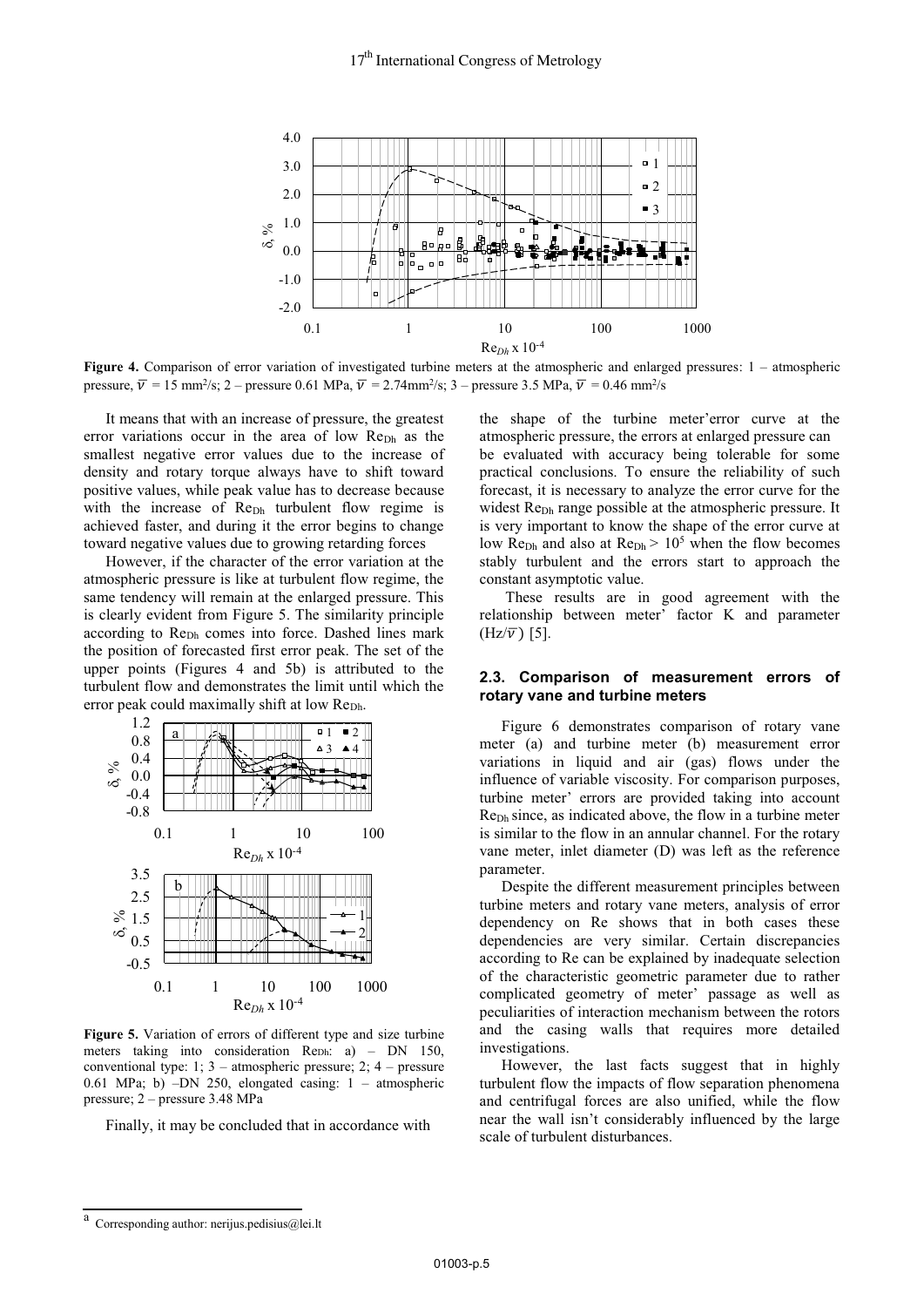**Figure 4.** Comparison of error variation of investigated turbine meters at the atmospheric and enlarged pressures: 1 – atmospheric pressure, $\overline{\nu}$ = 15 mm²/s; 2 – pressure 0.61 MPa, $\overline{\nu}$ = 2.74mm²/s; 3 – pressure 3.5 MPa, $\overline{\nu}$ = 0.46 mm²/s

It means that with an increase of pressure, the greatest error variations occur in the area of low $Re_{Dh}$ as the smallest negative error values due to the increase of density and rotary torque always have to shift toward positive values, while peak value has to decrease because with the increase of $Re_{Dh}$ turbulent flow regime is achieved faster, and during it the error begins to change toward negative values due to growing retarding forces

However, if the character of the error variation at the atmospheric pressure is like at turbulent flow regime, the same tendency will remain at the enlarged pressure. This is clearly evident from Figure 5. The similarity principle according to $Re_{Dh}$ comes into force. Dashed lines mark the position of forecasted first error peak. The set of the upper points (Figures 4 and 5b) is attributed to the turbulent flow and demonstrates the limit until which the error peak could maximally shift at low $Re_{Dh}$.

**Figure 5.** Variation of errors of different type and size turbine meters taking into consideration $Re_{Dh}$: a) – DN 150, conventional type: 1; 3 – atmospheric pressure; 2; 4 – pressure 0.61 MPa; b) –DN 250, elongated casing: 1 – atmospheric pressure; 2 – pressure 3.48 MPa

Finally, it may be concluded that in accordance with the shape of the turbine meter'error curve at the atmospheric pressure, the errors at enlarged pressure can be evaluated with accuracy being tolerable for some practical conclusions. To ensure the reliability of such forecast, it is necessary to analyze the error curve for the widest $Re_{Dh}$ range possible at the atmospheric pressure. It is very important to know the shape of the error curve at low $Re_{Dh}$ and also at $Re_{Dh} > 10^5$ when the flow becomes stably turbulent and the errors start to approach the constant asymptotic value.

These results are in good agreement with the relationship between meter' factor K and parameter $(Hz/\overline{\nu})$ [5].

### 2.3. Comparison of measurement errors of rotary vane and turbine meters

Figure 6 demonstrates comparison of rotary vane meter (a) and turbine meter (b) measurement error variations in liquid and air (gas) flows under the influence of variable viscosity. For comparison purposes, turbine meter' errors are provided taking into account $Re_{Dh}$ since, as indicated above, the flow in a turbine meter is similar to the flow in an annular channel. For the rotary vane meter, inlet diameter (D) was left as the reference parameter.

Despite the different measurement principles between turbine meters and rotary vane meters, analysis of error dependency on Re shows that in both cases these dependencies are very similar. Certain discrepancies according to Re can be explained by inadequate selection of the characteristic geometric parameter due to rather complicated geometry of meter' passage as well as peculiarities of interaction mechanism between the rotors and the casing walls that requires more detailed investigations.

However, the last facts suggest that in highly turbulent flow the impacts of flow separation phenomena and centrifugal forces are also unified, while the flow near the wall isn't considerably influenced by the large scale of turbulent disturbances.

[a] Corresponding author: nerijus.pedisius@lei.lt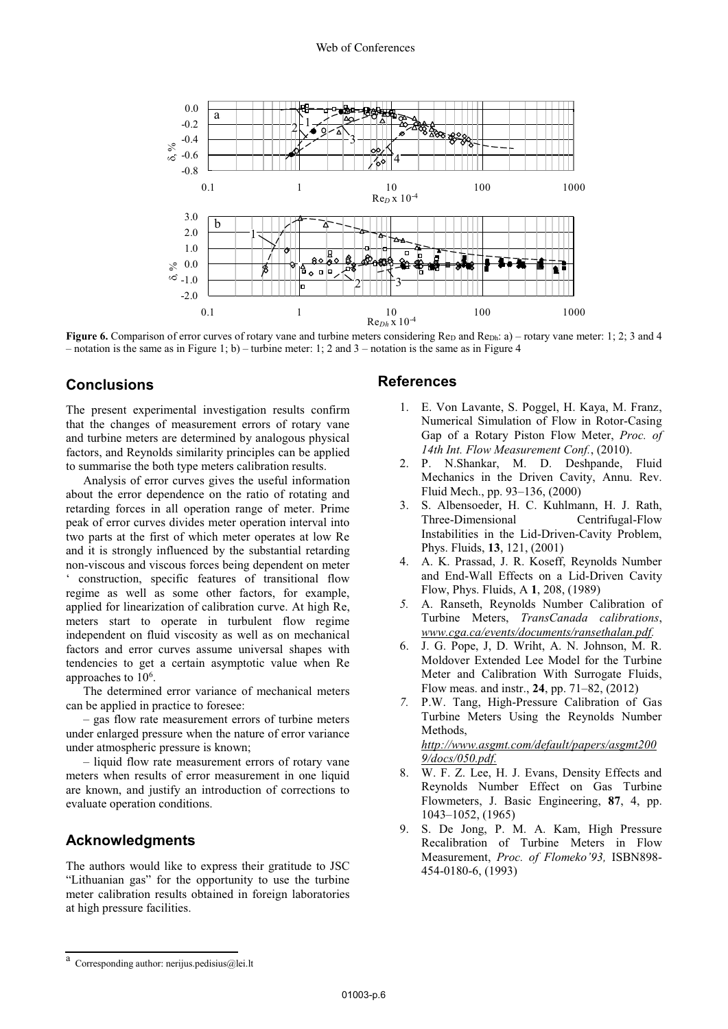a

0.0
-0.2
-0.4
-0.6
-0.8

δ, %

0.1 1 10 100 1000

$Re_D$ x $10^{-4}$

1 2 3 4

b

3.0
2.0
1.0
0.0
-1.0
-2.0

δ, %

0.1 1 10 100 1000

$Re_{Dh}$ x $10^{-4}$

1 2 3

**Figure 6.** Comparison of error curves of rotary vane and turbine meters considering $Re_D$ and $Re_{Dh}$: a) – rotary vane meter: 1; 2; 3 and 4 – notation is the same as in Figure 1; b) – turbine meter: 1; 2 and 3 – notation is the same as in Figure 4

## Conclusions

The present experimental investigation results confirm that the changes of measurement errors of rotary vane and turbine meters are determined by analogous physical factors, and Reynolds similarity principles can be applied to summarise the both type meters calibration results.

Analysis of error curves gives the useful information about the error dependence on the ratio of rotating and retarding forces in all operation range of meter. Prime peak of error curves divides meter operation interval into two parts at the first of which meter operates at low Re and it is strongly influenced by the substantial retarding non-viscous and viscous forces being dependent on meter ' construction, specific features of transitional flow regime as well as some other factors, for example, applied for linearization of calibration curve. At high Re, meters start to operate in turbulent flow regime independent on fluid viscosity as well as on mechanical factors and error curves assume universal shapes with tendencies to get a certain asymptotic value when Re approaches to $10^6$.

The determined error variance of mechanical meters can be applied in practice to foresee:

– gas flow rate measurement errors of turbine meters under enlarged pressure when the nature of error variance under atmospheric pressure is known;

– liquid flow rate measurement errors of rotary vane meters when results of error measurement in one liquid are known, and justify an introduction of corrections to evaluate operation conditions.

## Acknowledgments

The authors would like to express their gratitude to JSC "Lithuanian gas" for the opportunity to use the turbine meter calibration results obtained in foreign laboratories at high pressure facilities.

## References

1. E. Von Lavante, S. Poggel, H. Kaya, M. Franz, Numerical Simulation of Flow in Rotor-Casing Gap of a Rotary Piston Flow Meter, *Proc. of 14th Int. Flow Measurement Conf.*, (2010).
2. P. N.Shankar, M. D. Deshpande, Fluid Mechanics in the Driven Cavity, Annu. Rev. Fluid Mech., pp. 93–136, (2000)
3. S. Albensoeder, H. C. Kuhlmann, H. J. Rath, Three-Dimensional Centrifugal-Flow Instabilities in the Lid-Driven-Cavity Problem, Phys. Fluids, **13**, 121, (2001)
4. A. K. Prassad, J. R. Koseff, Reynolds Number and End-Wall Effects on a Lid-Driven Cavity Flow, Phys. Fluids, A **1**, 208, (1989)
5. A. Ranseth, Reynolds Number Calibration of Turbine Meters, *TransCanada calibrations*, *www.cga.ca/events/documents/ransethalan.pdf.*
6. J. G. Pope, J, D. Wriht, A. N. Johnson, M. R. Moldover Extended Lee Model for the Turbine Meter and Calibration With Surrogate Fluids, Flow meas. and instr., **24**, pp. 71–82, (2012)
7. P.W. Tang, High-Pressure Calibration of Gas Turbine Meters Using the Reynolds Number Methods, *http://www.asgmt.com/default/papers/asgmt2009/docs/050.pdf.*
8. W. F. Z. Lee, H. J. Evans, Density Effects and Reynolds Number Effect on Gas Turbine Flowmeters, J. Basic Engineering, **87**, 4, pp. 1043–1052, (1965)
9. S. De Jong, P. M. A. Kam, High Pressure Recalibration of Turbine Meters in Flow Measurement, *Proc. of Flomeko'93,* ISBN898-454-0180-6, (1993)

[a] Corresponding author: nerijus.pedisius@lei.lt